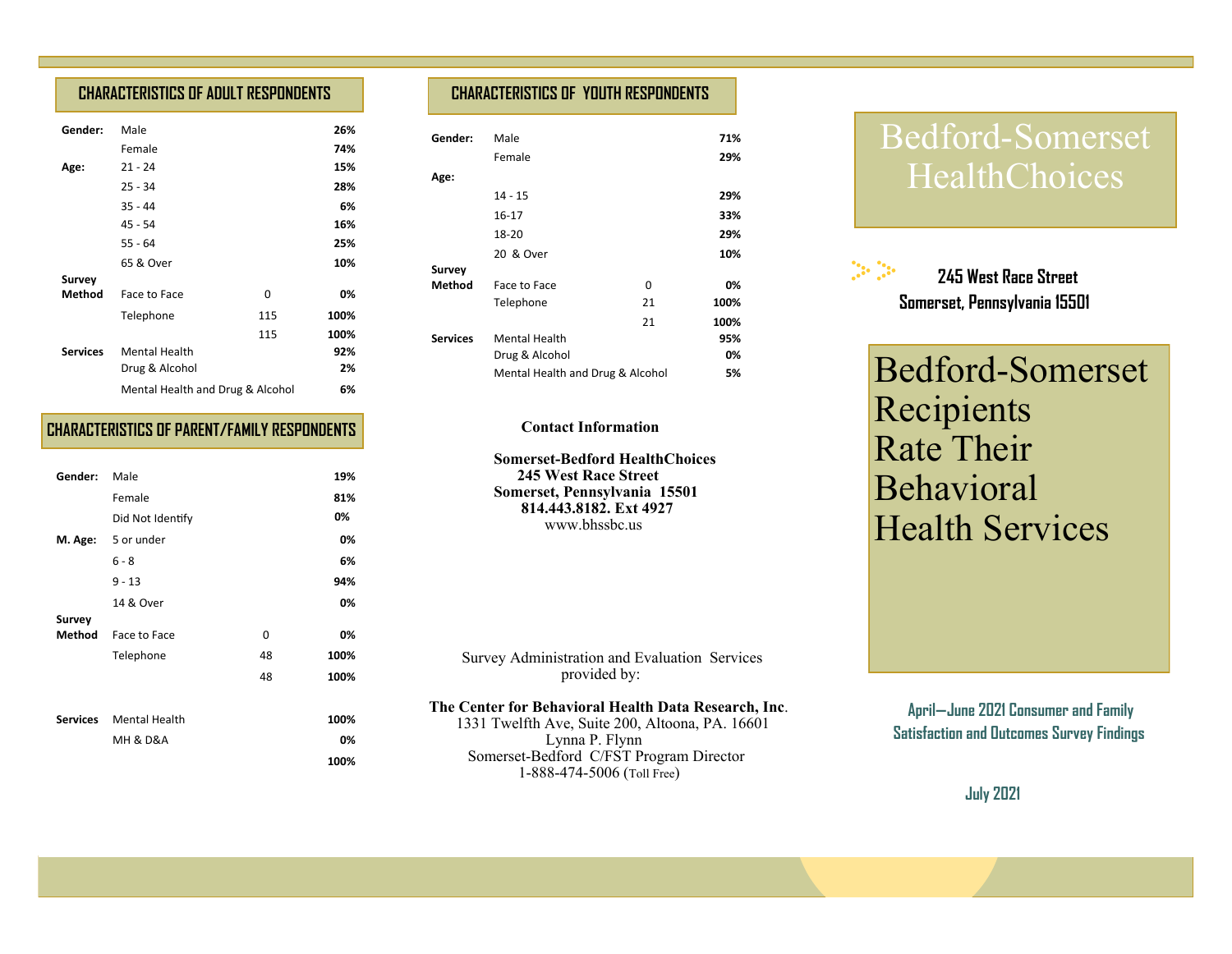## CHARACTERISTICS OF ADULT RESPONDENTS

| | | | |
|---|---|---|---|
| **Gender:** | Male | | **26%** |
| | Female | | **74%** |
| **Age:** | 21 - 24 | | **15%** |
| | 25 - 34 | | **28%** |
| | 35 - 44 | | **6%** |
| | 45 - 54 | | **16%** |
| | 55 - 64 | | **25%** |
| | 65 & Over | | **10%** |
| **Survey Method** | Face to Face | 0 | **0%** |
| | Telephone | 115 | **100%** |
| | | 115 | **100%** |
| **Services** | Mental Health | | **92%** |
| | Drug & Alcohol | | **2%** |
| | Mental Health and Drug & Alcohol | | **6%** |

## CHARACTERISTICS OF PARENT/FAMILY RESPONDENTS

| | | | |
|---|---|---|---|
| **Gender:** | Male | | **19%** |
| | Female | | **81%** |
| | Did Not Identify | | **0%** |
| **M. Age:** | 5 or under | | **0%** |
| | 6 - 8 | | **6%** |
| | 9 - 13 | | **94%** |
| | 14 & Over | | **0%** |
| **Survey Method** | Face to Face | 0 | **0%** |
| | Telephone | 48 | **100%** |
| | | 48 | **100%** |
| **Services** | Mental Health | | **100%** |
| | MH & D&A | | **0%** |
| | | | **100%** |

## CHARACTERISTICS OF YOUTH RESPONDENTS

| | | | |
|---|---|---|---|
| **Gender:** | Male | | **71%** |
| | Female | | **29%** |
| **Age:** | 14 - 15 | | **29%** |
| | 16-17 | | **33%** |
| | 18-20 | | **29%** |
| | 20 & Over | | **10%** |
| **Survey Method** | Face to Face | 0 | **0%** |
| | Telephone | 21 | **100%** |
| | | 21 | **100%** |
| **Services** | Mental Health | | **95%** |
| | Drug & Alcohol | | **0%** |
| | Mental Health and Drug & Alcohol | | **5%** |

**Contact Information**

**Somerset-Bedford HealthChoices**
**245 West Race Street**
**Somerset, Pennsylvania 15501**
**814.443.8182. Ext 4927**
www.bhssbc.us

Survey Administration and Evaluation Services provided by:

**The Center for Behavioral Health Data Research, Inc**.
1331 Twelfth Ave, Suite 200, Altoona, PA. 16601
Lynna P. Flynn
Somerset-Bedford C/FST Program Director
1-888-474-5006 (Toll Free)

# Bedford-Somerset HealthChoices

**245 West Race Street**
**Somerset, Pennsylvania 15501**

# Bedford-Somerset Recipients Rate Their Behavioral Health Services

**April—June 2021 Consumer and Family Satisfaction and Outcomes Survey Findings**

**July 2021**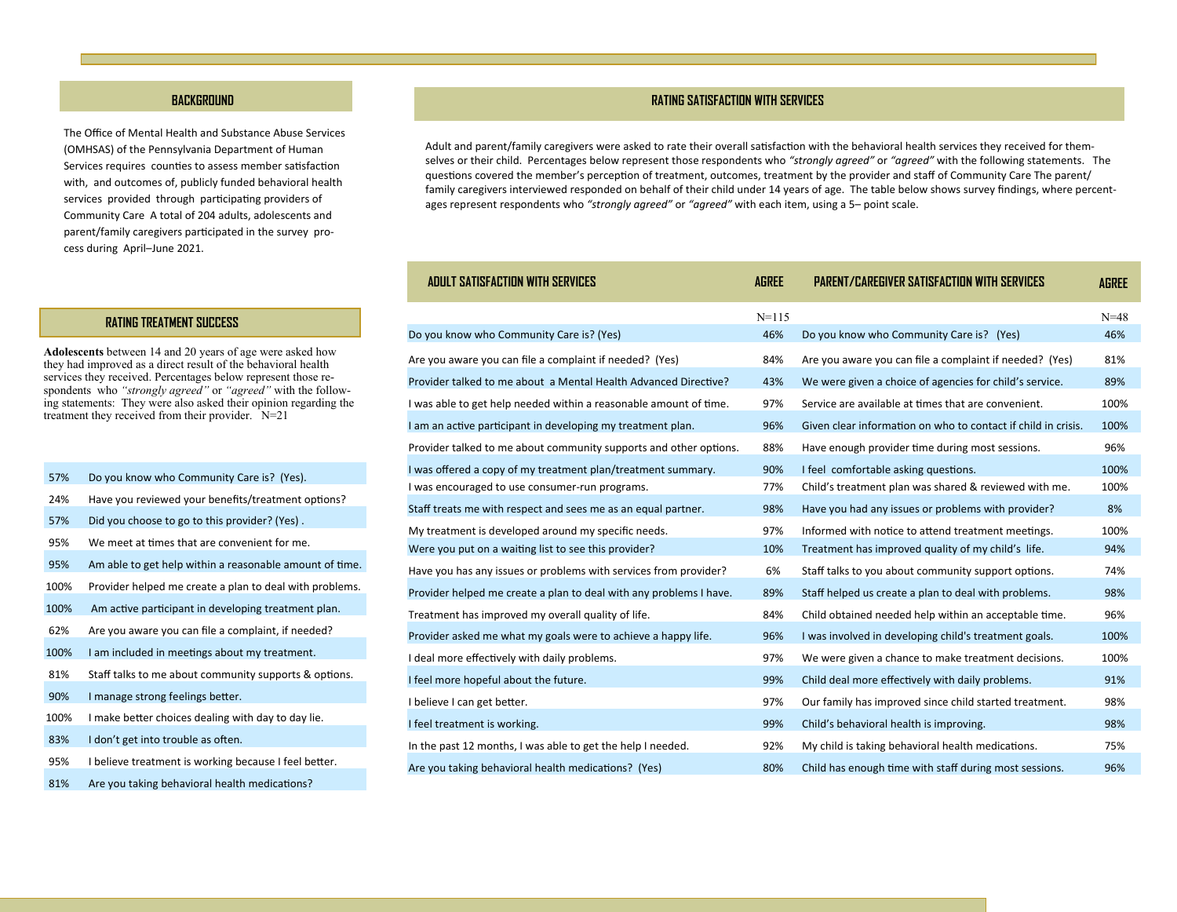## BACKGROUND

The Office of Mental Health and Substance Abuse Services (OMHSAS) of the Pennsylvania Department of Human Services requires counties to assess member satisfaction with, and outcomes of, publicly funded behavioral health services provided through participating providers of Community Care A total of 204 adults, adolescents and parent/family caregivers participated in the survey process during April–June 2021.

## RATING TREATMENT SUCCESS

**Adolescents** between 14 and 20 years of age were asked how they had improved as a direct result of the behavioral health services they received. Percentages below represent those respondents who *"strongly agreed"* or *"agreed"* with the following statements: They were also asked their opinion regarding the treatment they received from their provider. N=21

| | |
|---|---|
| 57% | Do you know who Community Care is? (Yes). |
| 24% | Have you reviewed your benefits/treatment options? |
| 57% | Did you choose to go to this provider? (Yes) . |
| 95% | We meet at times that are convenient for me. |
| 95% | Am able to get help within a reasonable amount of time. |
| 100% | Provider helped me create a plan to deal with problems. |
| 100% | Am active participant in developing treatment plan. |
| 62% | Are you aware you can file a complaint, if needed? |
| 100% | I am included in meetings about my treatment. |
| 81% | Staff talks to me about community supports & options. |
| 90% | I manage strong feelings better. |
| 100% | I make better choices dealing with day to day lie. |
| 83% | I don't get into trouble as often. |
| 95% | I believe treatment is working because I feel better. |
| 81% | Are you taking behavioral health medications? |

## RATING SATISFACTION WITH SERVICES

Adult and parent/family caregivers were asked to rate their overall satisfaction with the behavioral health services they received for themselves or their child. Percentages below represent those respondents who *"strongly agreed"* or *"agreed"* with the following statements. The questions covered the member's perception of treatment, outcomes, treatment by the provider and staff of Community Care The parent/family caregivers interviewed responded on behalf of their child under 14 years of age. The table below shows survey findings, where percentages represent respondents who *"strongly agreed"* or *"agreed"* with each item, using a 5– point scale.

| ADULT SATISFACTION WITH SERVICES | AGREE | PARENT/CAREGIVER SATISFACTION WITH SERVICES | AGREE |
|---|---|---|---|
| | N=115 | | N=48 |
| Do you know who Community Care is? (Yes) | 46% | Do you know who Community Care is? (Yes) | 46% |
| Are you aware you can file a complaint if needed? (Yes) | 84% | Are you aware you can file a complaint if needed? (Yes) | 81% |
| Provider talked to me about a Mental Health Advanced Directive? | 43% | We were given a choice of agencies for child's service. | 89% |
| I was able to get help needed within a reasonable amount of time. | 97% | Service are available at times that are convenient. | 100% |
| I am an active participant in developing my treatment plan. | 96% | Given clear information on who to contact if child in crisis. | 100% |
| Provider talked to me about community supports and other options. | 88% | Have enough provider time during most sessions. | 96% |
| I was offered a copy of my treatment plan/treatment summary. | 90% | I feel comfortable asking questions. | 100% |
| I was encouraged to use consumer-run programs. | 77% | Child's treatment plan was shared & reviewed with me. | 100% |
| Staff treats me with respect and sees me as an equal partner. | 98% | Have you had any issues or problems with provider? | 8% |
| My treatment is developed around my specific needs. | 97% | Informed with notice to attend treatment meetings. | 100% |
| Were you put on a waiting list to see this provider? | 10% | Treatment has improved quality of my child's life. | 94% |
| Have you has any issues or problems with services from provider? | 6% | Staff talks to you about community support options. | 74% |
| Provider helped me create a plan to deal with any problems I have. | 89% | Staff helped us create a plan to deal with problems. | 98% |
| Treatment has improved my overall quality of life. | 84% | Child obtained needed help within an acceptable time. | 96% |
| Provider asked me what my goals were to achieve a happy life. | 96% | I was involved in developing child's treatment goals. | 100% |
| I deal more effectively with daily problems. | 97% | We were given a chance to make treatment decisions. | 100% |
| I feel more hopeful about the future. | 99% | Child deal more effectively with daily problems. | 91% |
| I believe I can get better. | 97% | Our family has improved since child started treatment. | 98% |
| I feel treatment is working. | 99% | Child's behavioral health is improving. | 98% |
| In the past 12 months, I was able to get the help I needed. | 92% | My child is taking behavioral health medications. | 75% |
| Are you taking behavioral health medications? (Yes) | 80% | Child has enough time with staff during most sessions. | 96% |